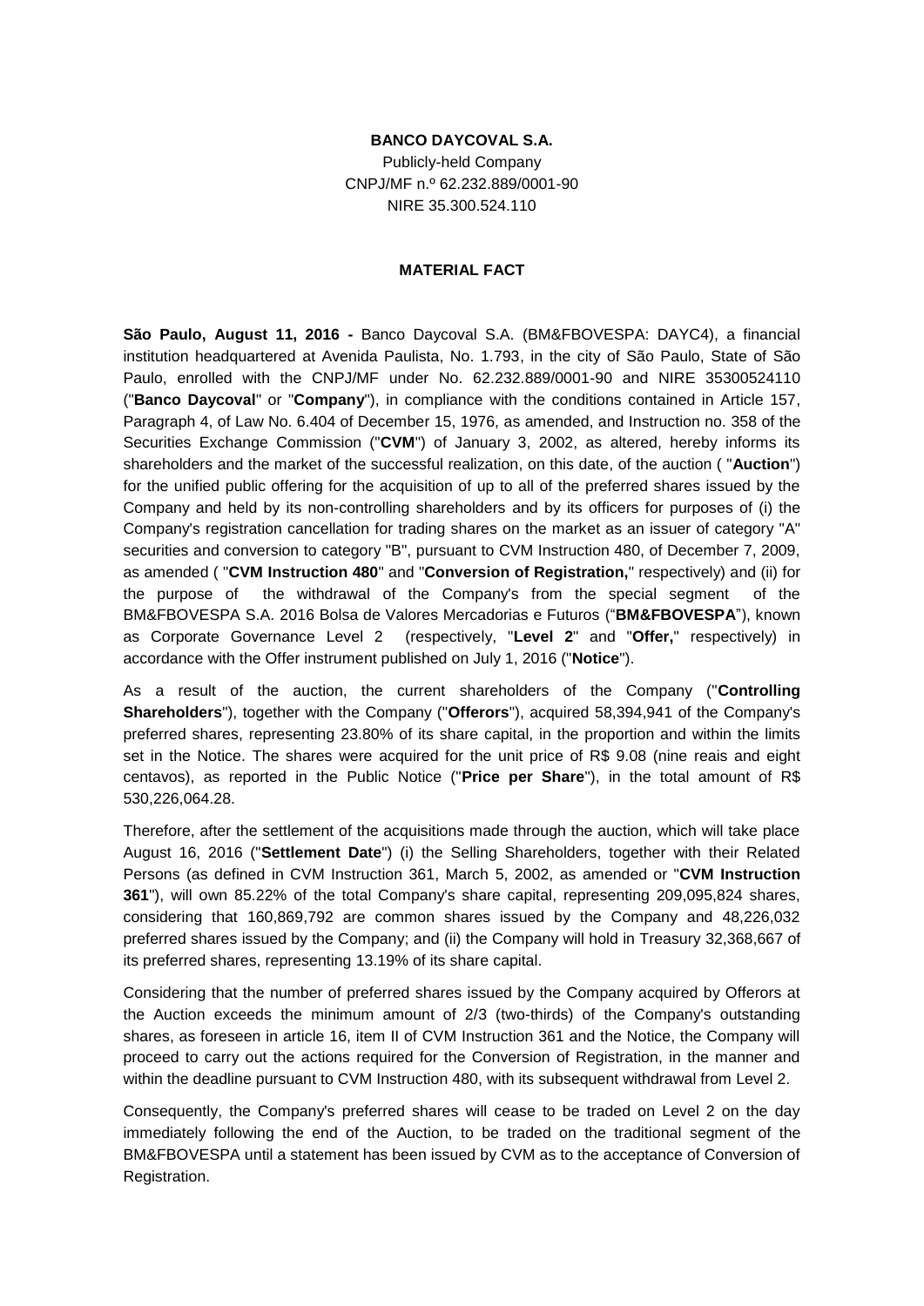**BANCO DAYCOVAL S.A.**

Publicly-held Company

CNPJ/MF n.º 62.232.889/0001-90

NIRE 35.300.524.110

**MATERIAL FACT**

**São Paulo, August 11, 2016 -** Banco Daycoval S.A. (BM&FBOVESPA: DAYC4), a financial institution headquartered at Avenida Paulista, No. 1.793, in the city of São Paulo, State of São Paulo, enrolled with the CNPJ/MF under No. 62.232.889/0001-90 and NIRE 35300524110 ("**Banco Daycoval**" or "**Company**"), in compliance with the conditions contained in Article 157, Paragraph 4, of Law No. 6.404 of December 15, 1976, as amended, and Instruction no. 358 of the Securities Exchange Commission ("**CVM**") of January 3, 2002, as altered, hereby informs its shareholders and the market of the successful realization, on this date, of the auction ( "**Auction**") for the unified public offering for the acquisition of up to all of the preferred shares issued by the Company and held by its non-controlling shareholders and by its officers for purposes of (i) the Company's registration cancellation for trading shares on the market as an issuer of category "A" securities and conversion to category "B", pursuant to CVM Instruction 480, of December 7, 2009, as amended ( "**CVM Instruction 480**" and "**Conversion of Registration,**" respectively) and (ii) for the purpose of the withdrawal of the Company's from the special segment of the BM&FBOVESPA S.A. 2016 Bolsa de Valores Mercadorias e Futuros ("**BM&FBOVESPA**"), known as Corporate Governance Level 2 (respectively, "**Level 2**" and "**Offer,**" respectively) in accordance with the Offer instrument published on July 1, 2016 ("**Notice**").

As a result of the auction, the current shareholders of the Company ("**Controlling Shareholders**"), together with the Company ("**Offerors**"), acquired 58,394,941 of the Company's preferred shares, representing 23.80% of its share capital, in the proportion and within the limits set in the Notice. The shares were acquired for the unit price of R$ 9.08 (nine reais and eight centavos), as reported in the Public Notice ("**Price per Share**"), in the total amount of R$ 530,226,064.28.

Therefore, after the settlement of the acquisitions made through the auction, which will take place August 16, 2016 ("**Settlement Date**") (i) the Selling Shareholders, together with their Related Persons (as defined in CVM Instruction 361, March 5, 2002, as amended or "**CVM Instruction 361**"), will own 85.22% of the total Company's share capital, representing 209,095,824 shares, considering that 160,869,792 are common shares issued by the Company and 48,226,032 preferred shares issued by the Company; and (ii) the Company will hold in Treasury 32,368,667 of its preferred shares, representing 13.19% of its share capital.

Considering that the number of preferred shares issued by the Company acquired by Offerors at the Auction exceeds the minimum amount of 2/3 (two-thirds) of the Company's outstanding shares, as foreseen in article 16, item II of CVM Instruction 361 and the Notice, the Company will proceed to carry out the actions required for the Conversion of Registration, in the manner and within the deadline pursuant to CVM Instruction 480, with its subsequent withdrawal from Level 2.

Consequently, the Company's preferred shares will cease to be traded on Level 2 on the day immediately following the end of the Auction, to be traded on the traditional segment of the BM&FBOVESPA until a statement has been issued by CVM as to the acceptance of Conversion of Registration.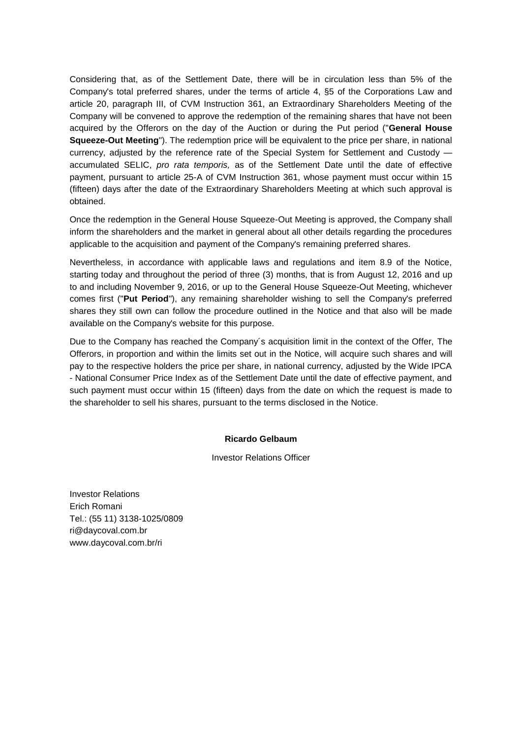Considering that, as of the Settlement Date, there will be in circulation less than 5% of the Company's total preferred shares, under the terms of article 4, §5 of the Corporations Law and article 20, paragraph III, of CVM Instruction 361, an Extraordinary Shareholders Meeting of the Company will be convened to approve the redemption of the remaining shares that have not been acquired by the Offerors on the day of the Auction or during the Put period ("**General House Squeeze-Out Meeting**"). The redemption price will be equivalent to the price per share, in national currency, adjusted by the reference rate of the Special System for Settlement and Custody — accumulated SELIC, *pro rata temporis,* as of the Settlement Date until the date of effective payment, pursuant to article 25-A of CVM Instruction 361, whose payment must occur within 15 (fifteen) days after the date of the Extraordinary Shareholders Meeting at which such approval is obtained.

Once the redemption in the General House Squeeze-Out Meeting is approved, the Company shall inform the shareholders and the market in general about all other details regarding the procedures applicable to the acquisition and payment of the Company's remaining preferred shares.

Nevertheless, in accordance with applicable laws and regulations and item 8.9 of the Notice, starting today and throughout the period of three (3) months, that is from August 12, 2016 and up to and including November 9, 2016, or up to the General House Squeeze-Out Meeting, whichever comes first ("**Put Period**"), any remaining shareholder wishing to sell the Company's preferred shares they still own can follow the procedure outlined in the Notice and that also will be made available on the Company's website for this purpose.

Due to the Company has reached the Company´s acquisition limit in the context of the Offer, The Offerors, in proportion and within the limits set out in the Notice, will acquire such shares and will pay to the respective holders the price per share, in national currency, adjusted by the Wide IPCA - National Consumer Price Index as of the Settlement Date until the date of effective payment, and such payment must occur within 15 (fifteen) days from the date on which the request is made to the shareholder to sell his shares, pursuant to the terms disclosed in the Notice.

**Ricardo Gelbaum**

Investor Relations Officer

Investor Relations
Erich Romani
Tel.: (55 11) 3138-1025/0809
ri@daycoval.com.br
www.daycoval.com.br/ri